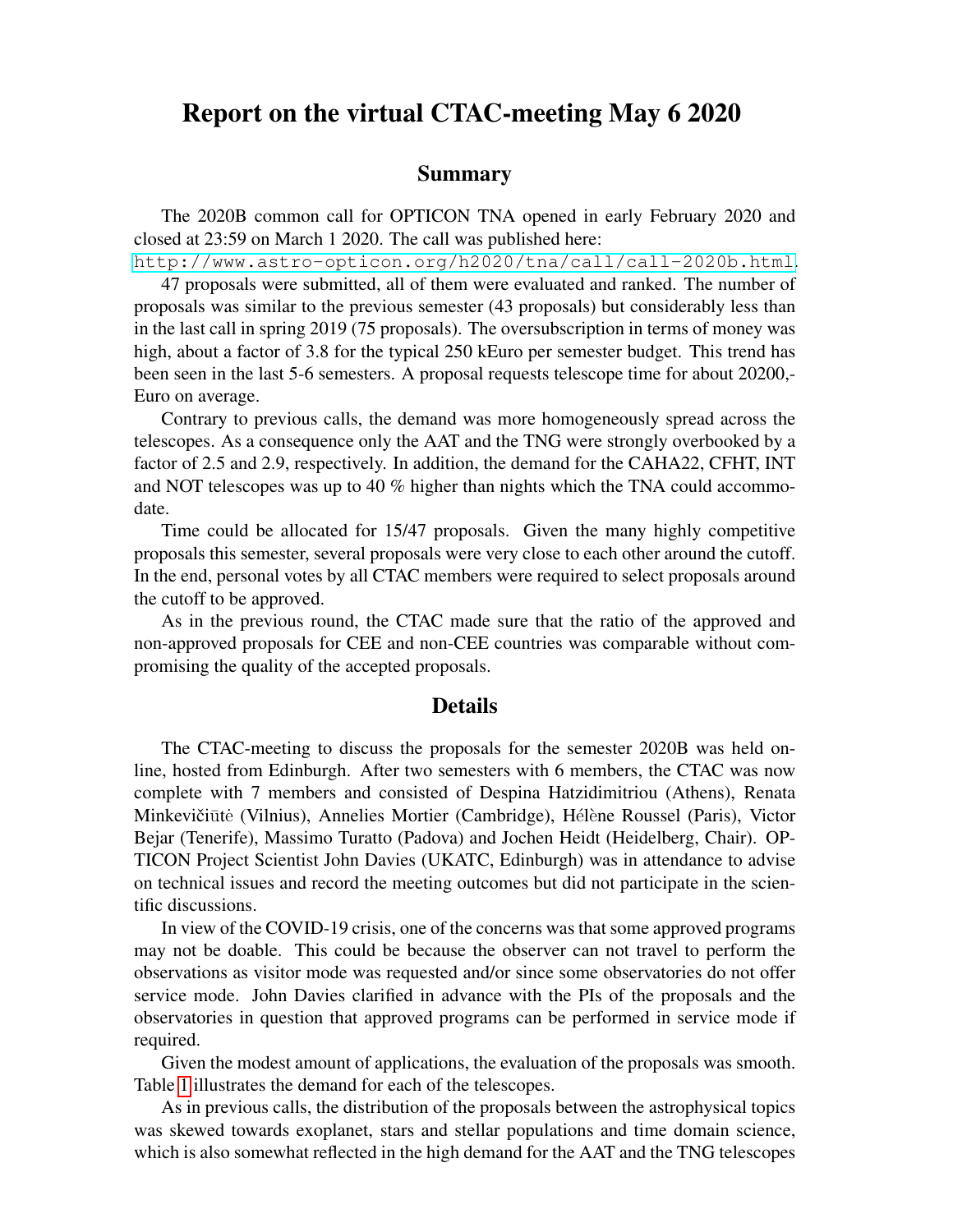# Report on the virtual CTAC-meeting May 6 2020

## Summary

The 2020B common call for OPTICON TNA opened in early February 2020 and closed at 23:59 on March 1 2020. The call was published here: http://www.astro-opticon.org/h2020/tna/call/call-2020b.html.

47 proposals were submitted, all of them were evaluated and ranked. The number of proposals was similar to the previous semester (43 proposals) but considerably less than in the last call in spring 2019 (75 proposals). The oversubscription in terms of money was high, about a factor of 3.8 for the typical 250 kEuro per semester budget. This trend has been seen in the last 5-6 semesters. A proposal requests telescope time for about 20200,- Euro on average.

Contrary to previous calls, the demand was more homogeneously spread across the telescopes. As a consequence only the AAT and the TNG were strongly overbooked by a factor of 2.5 and 2.9, respectively. In addition, the demand for the CAHA22, CFHT, INT and NOT telescopes was up to 40 % higher than nights which the TNA could accommodate.

Time could be allocated for 15/47 proposals. Given the many highly competitive proposals this semester, several proposals were very close to each other around the cutoff. In the end, personal votes by all CTAC members were required to select proposals around the cutoff to be approved.

As in the previous round, the CTAC made sure that the ratio of the approved and non-approved proposals for CEE and non-CEE countries was comparable without compromising the quality of the accepted proposals.

## Details

The CTAC-meeting to discuss the proposals for the semester 2020B was held online, hosted from Edinburgh. After two semesters with 6 members, the CTAC was now complete with 7 members and consisted of Despina Hatzidimitriou (Athens), Renata Minkevičiūtė (Vilnius), Annelies Mortier (Cambridge), Hélène Roussel (Paris), Victor Bejar (Tenerife), Massimo Turatto (Padova) and Jochen Heidt (Heidelberg, Chair). OPTICON Project Scientist John Davies (UKATC, Edinburgh) was in attendance to advise on technical issues and record the meeting outcomes but did not participate in the scientific discussions.

In view of the COVID-19 crisis, one of the concerns was that some approved programs may not be doable. This could be because the observer can not travel to perform the observations as visitor mode was requested and/or since some observatories do not offer service mode. John Davies clarified in advance with the PIs of the proposals and the observatories in question that approved programs can be performed in service mode if required.

Given the modest amount of applications, the evaluation of the proposals was smooth. Table 1 illustrates the demand for each of the telescopes.

As in previous calls, the distribution of the proposals between the astrophysical topics was skewed towards exoplanet, stars and stellar populations and time domain science, which is also somewhat reflected in the high demand for the AAT and the TNG telescopes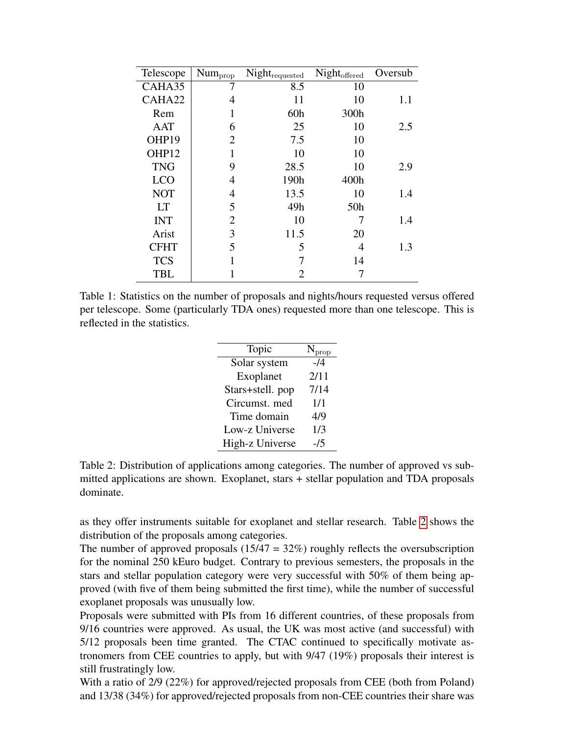| Telescope | $Num_{prop}$ | $Night_{requested}$ | $Night_{offered}$ | Oversub |
|---|---|---|---|---|
| CAHA35 | 7 | 8.5 | 10 | |
| CAHA22 | 4 | 11 | 10 | 1.1 |
| Rem | 1 | 60h | 300h | |
| AAT | 6 | 25 | 10 | 2.5 |
| OHP19 | 2 | 7.5 | 10 | |
| OHP12 | 1 | 10 | 10 | |
| TNG | 9 | 28.5 | 10 | 2.9 |
| LCO | 4 | 190h | 400h | |
| NOT | 4 | 13.5 | 10 | 1.4 |
| LT | 5 | 49h | 50h | |
| INT | 2 | 10 | 7 | 1.4 |
| Arist | 3 | 11.5 | 20 | |
| CFHT | 5 | 5 | 4 | 1.3 |
| TCS | 1 | 7 | 14 | |
| TBL | 1 | 2 | 7 | |

Table 1: Statistics on the number of proposals and nights/hours requested versus offered per telescope. Some (particularly TDA ones) requested more than one telescope. This is reflected in the statistics.

| Topic | $N_{prop}$ |
|---|---|
| Solar system | -/4 |
| Exoplanet | 2/11 |
| Stars+stell. pop | 7/14 |
| Circumst. med | 1/1 |
| Time domain | 4/9 |
| Low-z Universe | 1/3 |
| High-z Universe | -/5 |

Table 2: Distribution of applications among categories. The number of approved vs submitted applications are shown. Exoplanet, stars + stellar population and TDA proposals dominate.

as they offer instruments suitable for exoplanet and stellar research. Table 2 shows the distribution of the proposals among categories.

The number of approved proposals (15/47 = 32%) roughly reflects the oversubscription for the nominal 250 kEuro budget. Contrary to previous semesters, the proposals in the stars and stellar population category were very successful with 50% of them being approved (with five of them being submitted the first time), while the number of successful exoplanet proposals was unusually low.

Proposals were submitted with PIs from 16 different countries, of these proposals from 9/16 countries were approved. As usual, the UK was most active (and successful) with 5/12 proposals been time granted. The CTAC continued to specifically motivate astronomers from CEE countries to apply, but with 9/47 (19%) proposals their interest is still frustratingly low.

With a ratio of 2/9 (22%) for approved/rejected proposals from CEE (both from Poland) and 13/38 (34%) for approved/rejected proposals from non-CEE countries their share was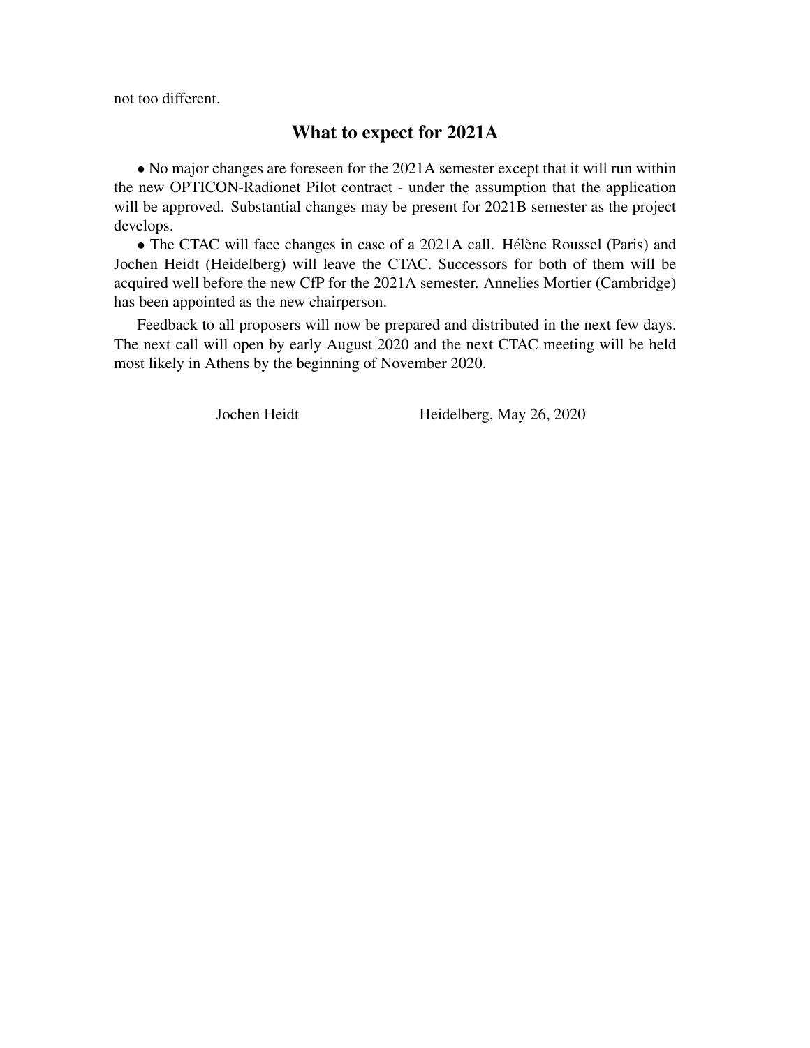not too different.

## What to expect for 2021A

• No major changes are foreseen for the 2021A semester except that it will run within the new OPTICON-Radionet Pilot contract - under the assumption that the application will be approved. Substantial changes may be present for 2021B semester as the project develops.

• The CTAC will face changes in case of a 2021A call. Hélène Roussel (Paris) and Jochen Heidt (Heidelberg) will leave the CTAC. Successors for both of them will be acquired well before the new CfP for the 2021A semester. Annelies Mortier (Cambridge) has been appointed as the new chairperson.

Feedback to all proposers will now be prepared and distributed in the next few days. The next call will open by early August 2020 and the next CTAC meeting will be held most likely in Athens by the beginning of November 2020.

Jochen Heidt  Heidelberg, May 26, 2020